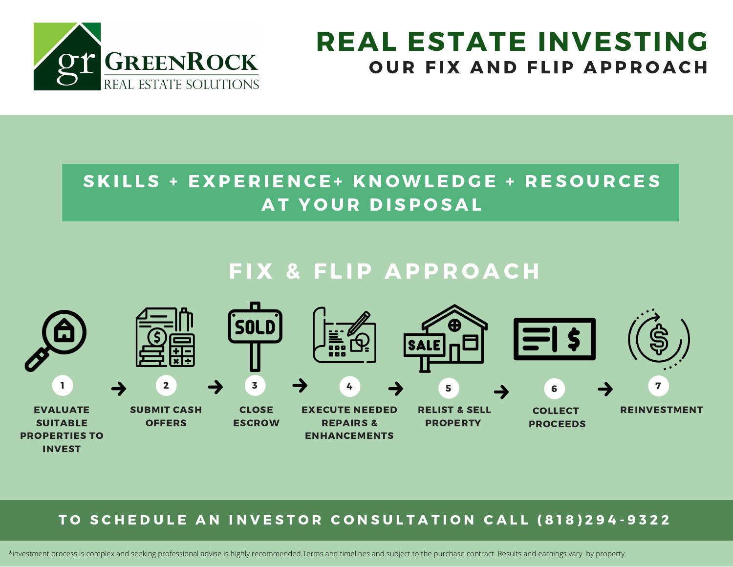GreenRock Real Estate Solutions

# REAL ESTATE INVESTING
## OUR FIX AND FLIP APPROACH

**SKILLS + EXPERIENCE+ KNOWLEDGE + RESOURCES AT YOUR DISPOSAL**

## FIX & FLIP APPROACH

1. EVALUATE SUITABLE PROPERTIES TO INVEST →
2. SUBMIT CASH OFFERS →
3. CLOSE ESCROW →
4. EXECUTE NEEDED REPAIRS & ENHANCEMENTS →
5. RELIST & SELL PROPERTY →
6. COLLECT PROCEEDS →
7. REINVESTMENT

**TO SCHEDULE AN INVESTOR CONSULTATION CALL (818)294-9322**

*investment process is complex and seeking professional advise is highly recommended.Terms and timelines and subject to the purchase contract. Results and earnings vary by property.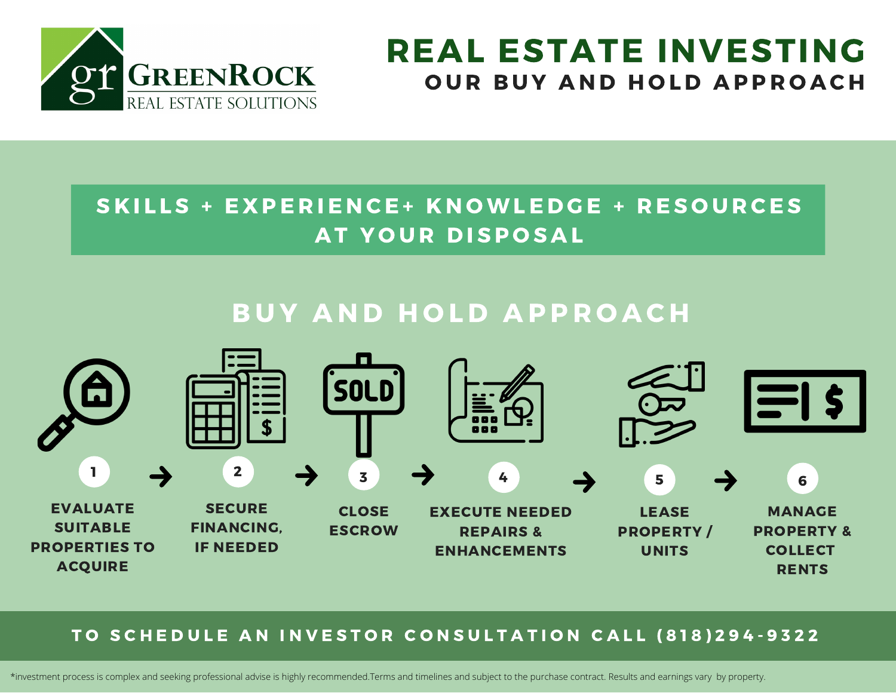GreenRock Real Estate Solutions

# REAL ESTATE INVESTING

## OUR BUY AND HOLD APPROACH

**SKILLS + EXPERIENCE+ KNOWLEDGE + RESOURCES AT YOUR DISPOSAL**

## BUY AND HOLD APPROACH

1. EVALUATE SUITABLE PROPERTIES TO ACQUIRE
2. SECURE FINANCING, IF NEEDED
3. CLOSE ESCROW
4. EXECUTE NEEDED REPAIRS & ENHANCEMENTS
5. LEASE PROPERTY / UNITS
6. MANAGE PROPERTY & COLLECT RENTS

**TO SCHEDULE AN INVESTOR CONSULTATION CALL (818)294-9322**

*investment process is complex and seeking professional advise is highly recommended.Terms and timelines and subject to the purchase contract. Results and earnings vary by property.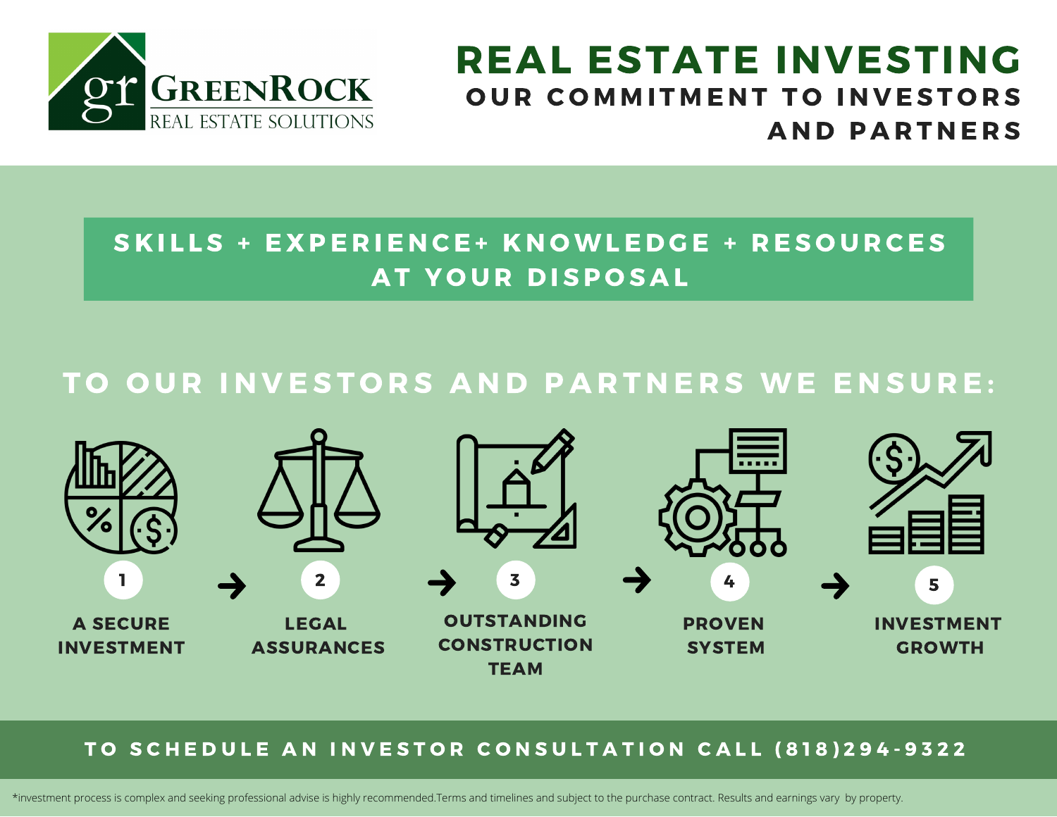GreenRock Real Estate Solutions

# REAL ESTATE INVESTING

## OUR COMMITMENT TO INVESTORS AND PARTNERS

**SKILLS + EXPERIENCE+ KNOWLEDGE + RESOURCES AT YOUR DISPOSAL**

## TO OUR INVESTORS AND PARTNERS WE ENSURE:

1. A SECURE INVESTMENT
2. LEGAL ASSURANCES
3. OUTSTANDING CONSTRUCTION TEAM
4. PROVEN SYSTEM
5. INVESTMENT GROWTH

**TO SCHEDULE AN INVESTOR CONSULTATION CALL (818)294-9322**

*investment process is complex and seeking professional advise is highly recommended.Terms and timelines and subject to the purchase contract. Results and earnings vary by property.